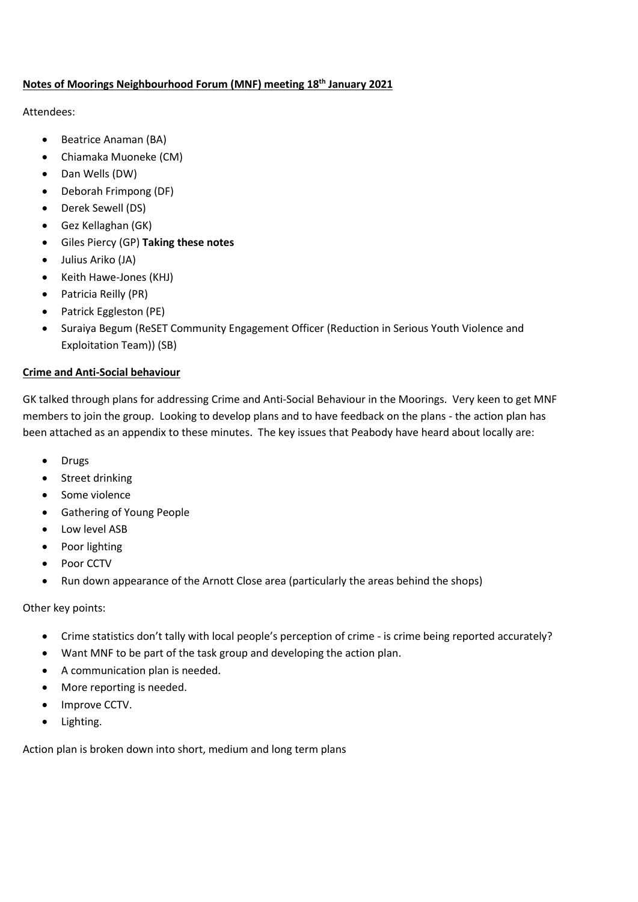**Notes of Moorings Neighbourhood Forum (MNF) meeting 18th January 2021**

Attendees:

- Beatrice Anaman (BA)
- Chiamaka Muoneke (CM)
- Dan Wells (DW)
- Deborah Frimpong (DF)
- Derek Sewell (DS)
- Gez Kellaghan (GK)
- Giles Piercy (GP) **Taking these notes**
- Julius Ariko (JA)
- Keith Hawe-Jones (KHJ)
- Patricia Reilly (PR)
- Patrick Eggleston (PE)
- Suraiya Begum (ReSET Community Engagement Officer (Reduction in Serious Youth Violence and Exploitation Team)) (SB)

**Crime and Anti-Social behaviour**

GK talked through plans for addressing Crime and Anti-Social Behaviour in the Moorings. Very keen to get MNF members to join the group. Looking to develop plans and to have feedback on the plans - the action plan has been attached as an appendix to these minutes. The key issues that Peabody have heard about locally are:

- Drugs
- Street drinking
- Some violence
- Gathering of Young People
- Low level ASB
- Poor lighting
- Poor CCTV
- Run down appearance of the Arnott Close area (particularly the areas behind the shops)

Other key points:

- Crime statistics don't tally with local people's perception of crime - is crime being reported accurately?
- Want MNF to be part of the task group and developing the action plan.
- A communication plan is needed.
- More reporting is needed.
- Improve CCTV.
- Lighting.

Action plan is broken down into short, medium and long term plans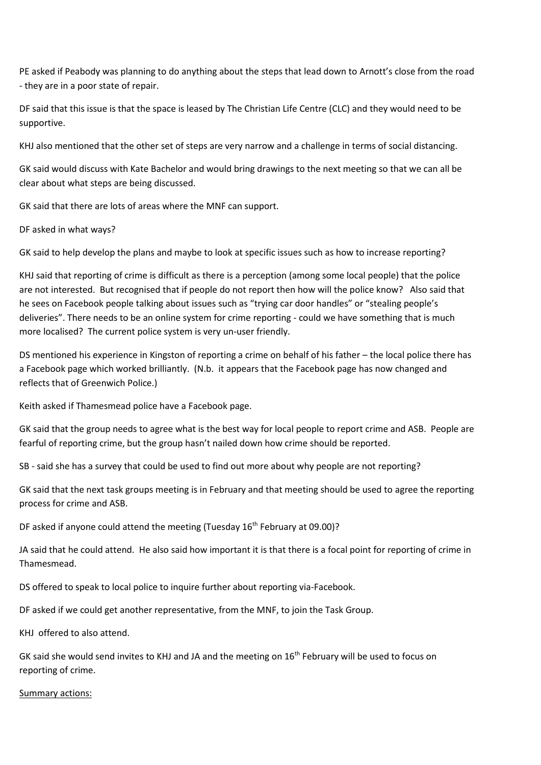PE asked if Peabody was planning to do anything about the steps that lead down to Arnott's close from the road - they are in a poor state of repair.

DF said that this issue is that the space is leased by The Christian Life Centre (CLC) and they would need to be supportive.

KHJ also mentioned that the other set of steps are very narrow and a challenge in terms of social distancing.

GK said would discuss with Kate Bachelor and would bring drawings to the next meeting so that we can all be clear about what steps are being discussed.

GK said that there are lots of areas where the MNF can support.

DF asked in what ways?

GK said to help develop the plans and maybe to look at specific issues such as how to increase reporting?

KHJ said that reporting of crime is difficult as there is a perception (among some local people) that the police are not interested. But recognised that if people do not report then how will the police know? Also said that he sees on Facebook people talking about issues such as "trying car door handles" or "stealing people's deliveries". There needs to be an online system for crime reporting - could we have something that is much more localised? The current police system is very un-user friendly.

DS mentioned his experience in Kingston of reporting a crime on behalf of his father – the local police there has a Facebook page which worked brilliantly. (N.b. it appears that the Facebook page has now changed and reflects that of Greenwich Police.)

Keith asked if Thamesmead police have a Facebook page.

GK said that the group needs to agree what is the best way for local people to report crime and ASB. People are fearful of reporting crime, but the group hasn't nailed down how crime should be reported.

SB - said she has a survey that could be used to find out more about why people are not reporting?

GK said that the next task groups meeting is in February and that meeting should be used to agree the reporting process for crime and ASB.

DF asked if anyone could attend the meeting (Tuesday 16th February at 09.00)?

JA said that he could attend. He also said how important it is that there is a focal point for reporting of crime in Thamesmead.

DS offered to speak to local police to inquire further about reporting via-Facebook.

DF asked if we could get another representative, from the MNF, to join the Task Group.

KHJ offered to also attend.

GK said she would send invites to KHJ and JA and the meeting on 16th February will be used to focus on reporting of crime.

<u>Summary actions:</u>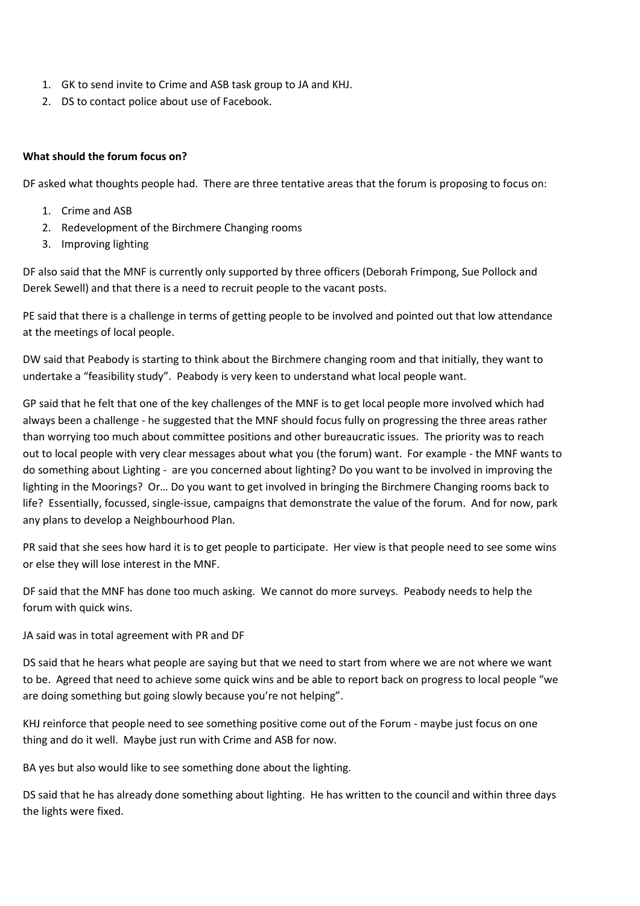1. GK to send invite to Crime and ASB task group to JA and KHJ.
2. DS to contact police about use of Facebook.

**What should the forum focus on?**

DF asked what thoughts people had. There are three tentative areas that the forum is proposing to focus on:

1. Crime and ASB
2. Redevelopment of the Birchmere Changing rooms
3. Improving lighting

DF also said that the MNF is currently only supported by three officers (Deborah Frimpong, Sue Pollock and Derek Sewell) and that there is a need to recruit people to the vacant posts.

PE said that there is a challenge in terms of getting people to be involved and pointed out that low attendance at the meetings of local people.

DW said that Peabody is starting to think about the Birchmere changing room and that initially, they want to undertake a "feasibility study". Peabody is very keen to understand what local people want.

GP said that he felt that one of the key challenges of the MNF is to get local people more involved which had always been a challenge - he suggested that the MNF should focus fully on progressing the three areas rather than worrying too much about committee positions and other bureaucratic issues. The priority was to reach out to local people with very clear messages about what you (the forum) want. For example - the MNF wants to do something about Lighting - are you concerned about lighting? Do you want to be involved in improving the lighting in the Moorings? Or… Do you want to get involved in bringing the Birchmere Changing rooms back to life? Essentially, focussed, single-issue, campaigns that demonstrate the value of the forum. And for now, park any plans to develop a Neighbourhood Plan.

PR said that she sees how hard it is to get people to participate. Her view is that people need to see some wins or else they will lose interest in the MNF.

DF said that the MNF has done too much asking. We cannot do more surveys. Peabody needs to help the forum with quick wins.

JA said was in total agreement with PR and DF

DS said that he hears what people are saying but that we need to start from where we are not where we want to be. Agreed that need to achieve some quick wins and be able to report back on progress to local people "we are doing something but going slowly because you're not helping".

KHJ reinforce that people need to see something positive come out of the Forum - maybe just focus on one thing and do it well. Maybe just run with Crime and ASB for now.

BA yes but also would like to see something done about the lighting.

DS said that he has already done something about lighting. He has written to the council and within three days the lights were fixed.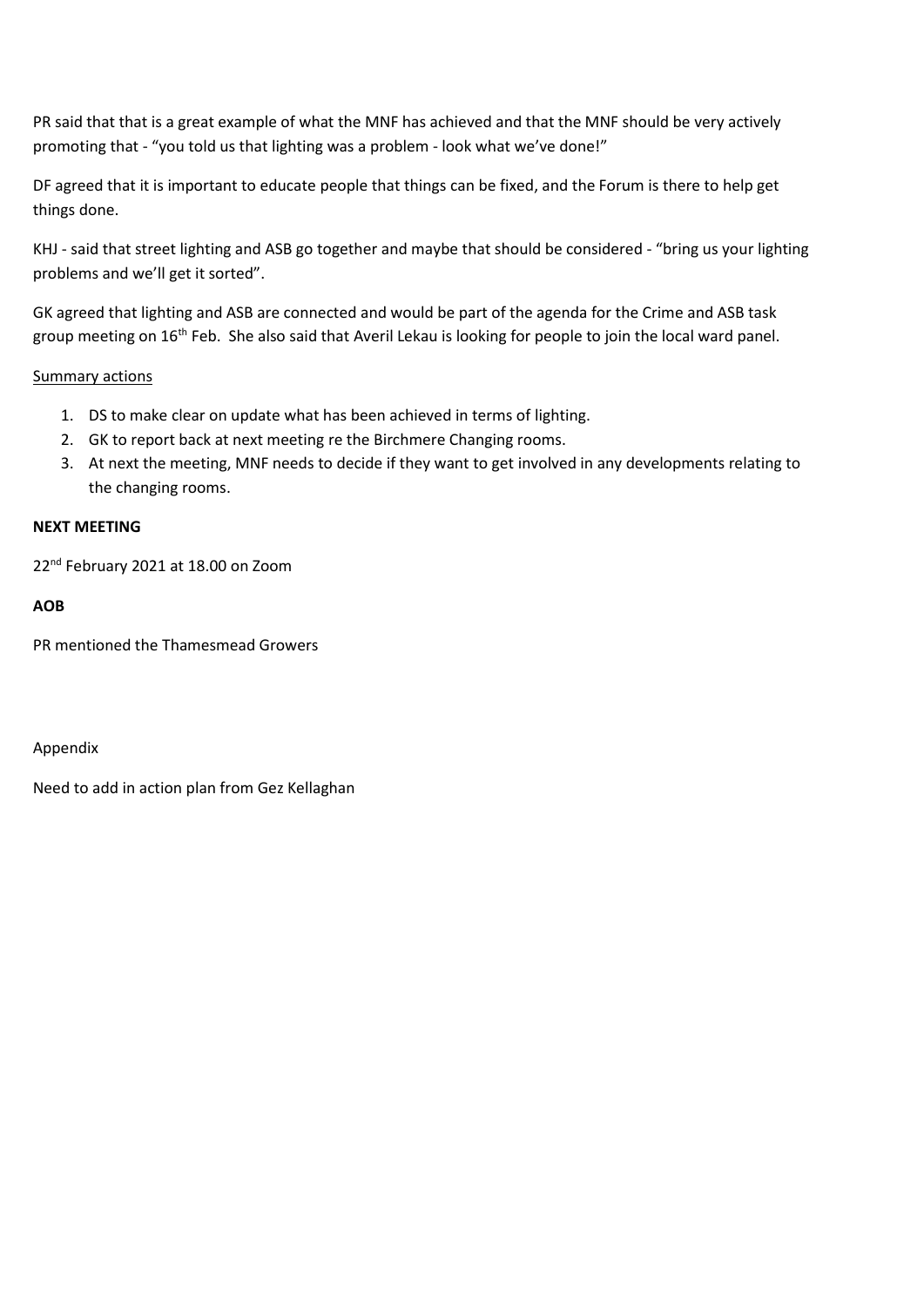PR said that that is a great example of what the MNF has achieved and that the MNF should be very actively promoting that - "you told us that lighting was a problem - look what we've done!"

DF agreed that it is important to educate people that things can be fixed, and the Forum is there to help get things done.

KHJ - said that street lighting and ASB go together and maybe that should be considered - "bring us your lighting problems and we'll get it sorted".

GK agreed that lighting and ASB are connected and would be part of the agenda for the Crime and ASB task group meeting on 16th Feb. She also said that Averil Lekau is looking for people to join the local ward panel.

Summary actions

1. DS to make clear on update what has been achieved in terms of lighting.
2. GK to report back at next meeting re the Birchmere Changing rooms.
3. At next the meeting, MNF needs to decide if they want to get involved in any developments relating to the changing rooms.

**NEXT MEETING**

22nd February 2021 at 18.00 on Zoom

**AOB**

PR mentioned the Thamesmead Growers

Appendix

Need to add in action plan from Gez Kellaghan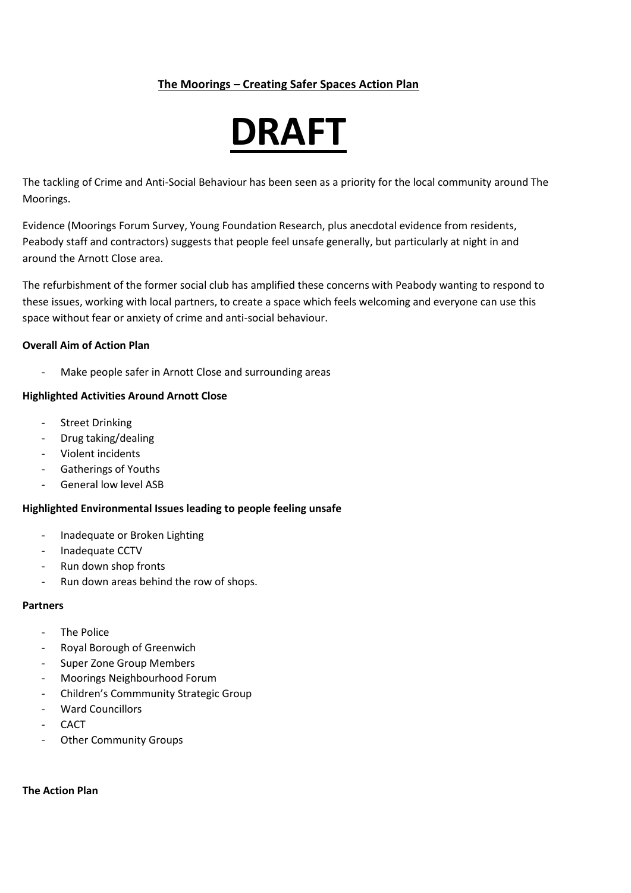**The Moorings – Creating Safer Spaces Action Plan**

# DRAFT

The tackling of Crime and Anti-Social Behaviour has been seen as a priority for the local community around The Moorings.

Evidence (Moorings Forum Survey, Young Foundation Research, plus anecdotal evidence from residents, Peabody staff and contractors) suggests that people feel unsafe generally, but particularly at night in and around the Arnott Close area.

The refurbishment of the former social club has amplified these concerns with Peabody wanting to respond to these issues, working with local partners, to create a space which feels welcoming and everyone can use this space without fear or anxiety of crime and anti-social behaviour.

**Overall Aim of Action Plan**

- Make people safer in Arnott Close and surrounding areas

**Highlighted Activities Around Arnott Close**

- Street Drinking
- Drug taking/dealing
- Violent incidents
- Gatherings of Youths
- General low level ASB

**Highlighted Environmental Issues leading to people feeling unsafe**

- Inadequate or Broken Lighting
- Inadequate CCTV
- Run down shop fronts
- Run down areas behind the row of shops.

**Partners**

- The Police
- Royal Borough of Greenwich
- Super Zone Group Members
- Moorings Neighbourhood Forum
- Children's Commmunity Strategic Group
- Ward Councillors
- CACT
- Other Community Groups

**The Action Plan**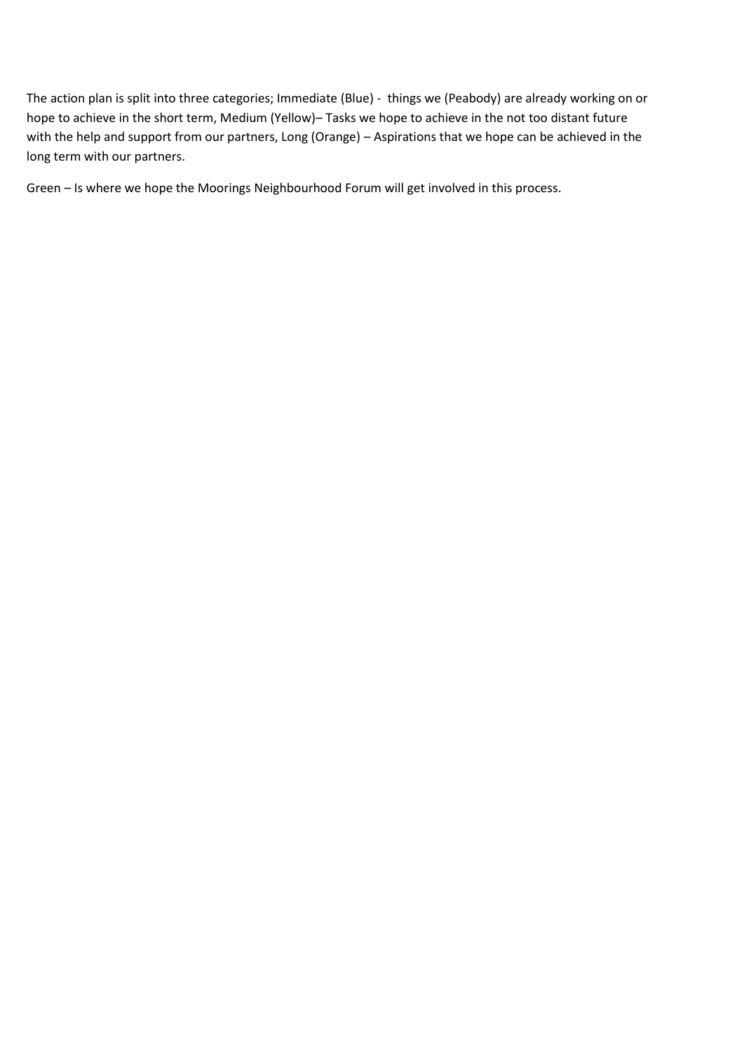The action plan is split into three categories; Immediate (Blue) - things we (Peabody) are already working on or hope to achieve in the short term, Medium (Yellow)– Tasks we hope to achieve in the not too distant future with the help and support from our partners, Long (Orange) – Aspirations that we hope can be achieved in the long term with our partners.

Green – Is where we hope the Moorings Neighbourhood Forum will get involved in this process.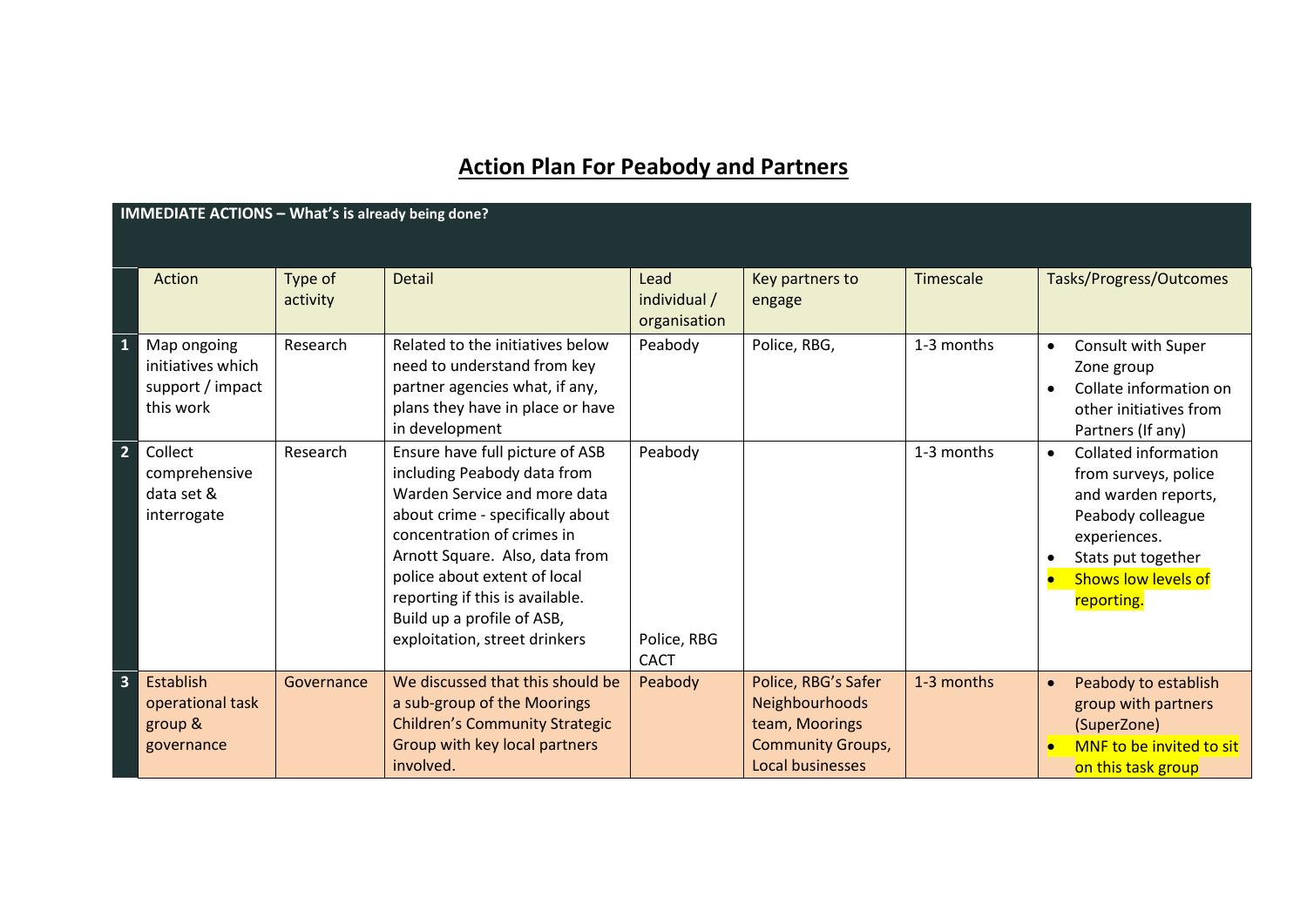# Action Plan For Peabody and Partners

| IMMEDIATE ACTIONS – What's is already being done? | | | | | | | |
|---|---|---|---|---|---|---|---|
| | Action | Type of activity | Detail | Lead individual / organisation | Key partners to engage | Timescale | Tasks/Progress/Outcomes |
| 1 | Map ongoing initiatives which support / impact this work | Research | Related to the initiatives below need to understand from key partner agencies what, if any, plans they have in place or have in development | Peabody | Police, RBG, | 1-3 months | • Consult with Super Zone group<br>• Collate information on other initiatives from Partners (If any) |
| 2 | Collect comprehensive data set & interrogate | Research | Ensure have full picture of ASB including Peabody data from Warden Service and more data about crime - specifically about concentration of crimes in Arnott Square. Also, data from police about extent of local reporting if this is available. Build up a profile of ASB, exploitation, street drinkers | Peabody<br><br>Police, RBG CACT | | 1-3 months | • Collated information from surveys, police and warden reports, Peabody colleague experiences.<br>• Stats put together<br>• Shows low levels of reporting. |
| 3 | Establish operational task group & governance | Governance | We discussed that this should be a sub-group of the Moorings Children's Community Strategic Group with key local partners involved. | Peabody | Police, RBG's Safer Neighbourhoods team, Moorings Community Groups, Local businesses | 1-3 months | • Peabody to establish group with partners (SuperZone)<br>• MNF to be invited to sit on this task group |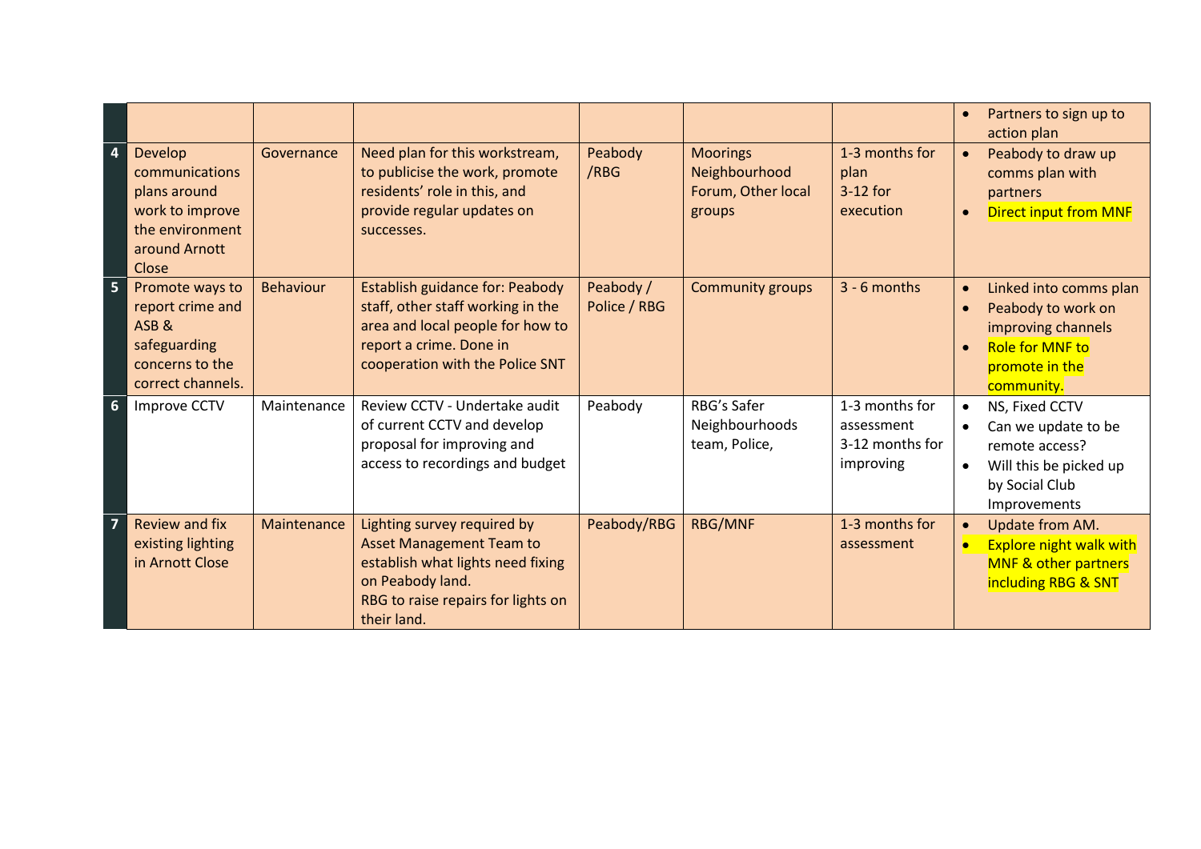| | | | | | | | |
|---|---|---|---|---|---|---|---|
| | | | | | | | • Partners to sign up to action plan |
| 4 | Develop communications plans around work to improve the environment around Arnott Close | Governance | Need plan for this workstream, to publicise the work, promote residents' role in this, and provide regular updates on successes. | Peabody /RBG | Moorings Neighbourhood Forum, Other local groups | 1-3 months for plan<br>3-12 for execution | • Peabody to draw up comms plan with partners<br>• Direct input from MNF |
| 5 | Promote ways to report crime and ASB & safeguarding concerns to the correct channels. | Behaviour | Establish guidance for: Peabody staff, other staff working in the area and local people for how to report a crime. Done in cooperation with the Police SNT | Peabody / Police / RBG | Community groups | 3 - 6 months | • Linked into comms plan<br>• Peabody to work on improving channels<br>• Role for MNF to promote in the community. |
| 6 | Improve CCTV | Maintenance | Review CCTV - Undertake audit of current CCTV and develop proposal for improving and access to recordings and budget | Peabody | RBG's Safer Neighbourhoods team, Police, | 1-3 months for assessment<br>3-12 months for improving | • NS, Fixed CCTV<br>• Can we update to be remote access?<br>• Will this be picked up by Social Club Improvements |
| 7 | Review and fix existing lighting in Arnott Close | Maintenance | Lighting survey required by Asset Management Team to establish what lights need fixing on Peabody land.<br>RBG to raise repairs for lights on their land. | Peabody/RBG | RBG/MNF | 1-3 months for assessment | • Update from AM.<br>• Explore night walk with MNF & other partners including RBG & SNT |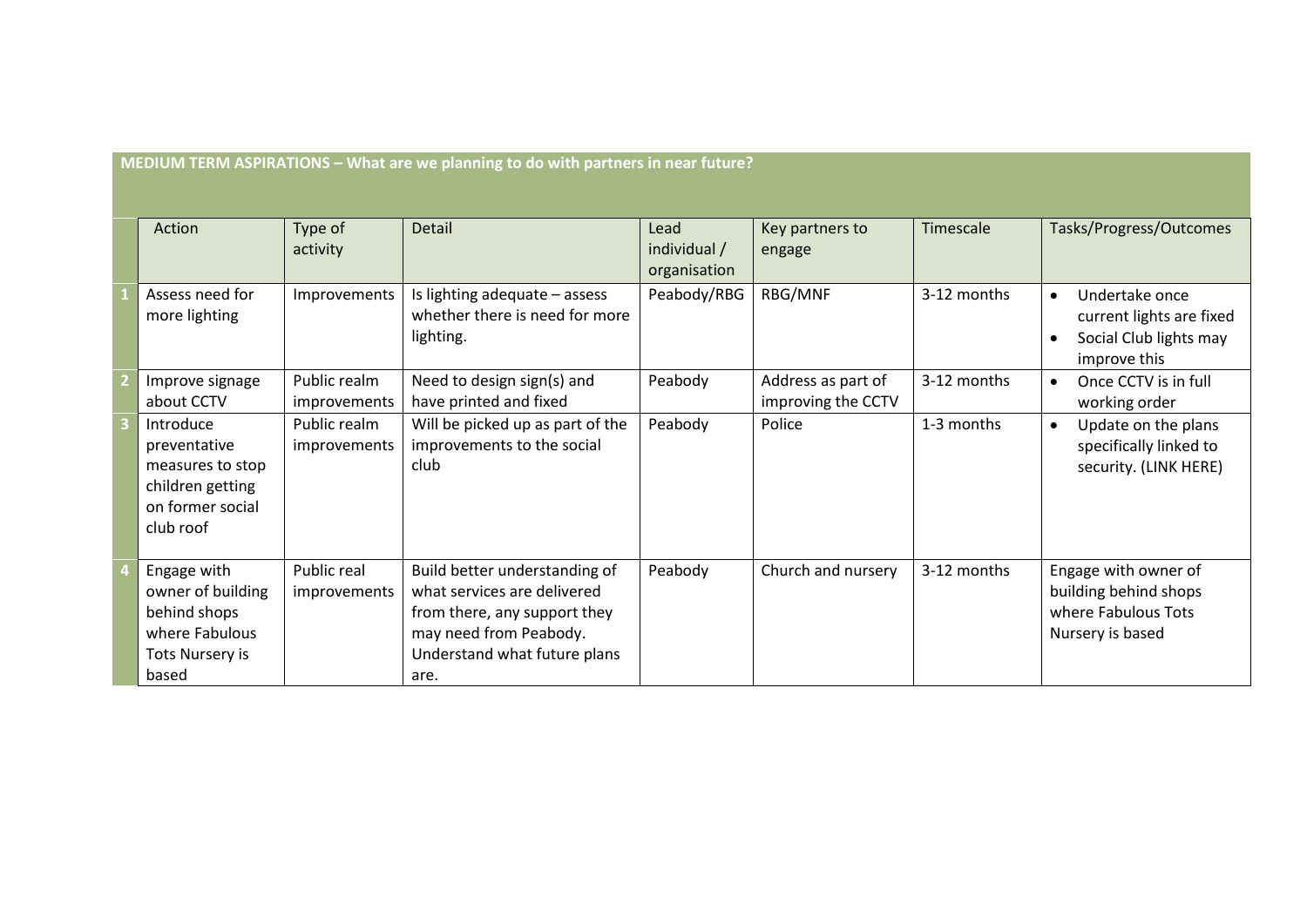**MEDIUM TERM ASPIRATIONS – What are we planning to do with partners in near future?**

| | Action | Type of activity | Detail | Lead individual / organisation | Key partners to engage | Timescale | Tasks/Progress/Outcomes |
|---|---|---|---|---|---|---|---|
| 1 | Assess need for more lighting | Improvements | Is lighting adequate – assess whether there is need for more lighting. | Peabody/RBG | RBG/MNF | 3-12 months | • Undertake once current lights are fixed<br>• Social Club lights may improve this |
| 2 | Improve signage about CCTV | Public realm improvements | Need to design sign(s) and have printed and fixed | Peabody | Address as part of improving the CCTV | 3-12 months | • Once CCTV is in full working order |
| 3 | Introduce preventative measures to stop children getting on former social club roof | Public realm improvements | Will be picked up as part of the improvements to the social club | Peabody | Police | 1-3 months | • Update on the plans specifically linked to security. (LINK HERE) |
| 4 | Engage with owner of building behind shops where Fabulous Tots Nursery is based | Public real improvements | Build better understanding of what services are delivered from there, any support they may need from Peabody. Understand what future plans are. | Peabody | Church and nursery | 3-12 months | Engage with owner of building behind shops where Fabulous Tots Nursery is based |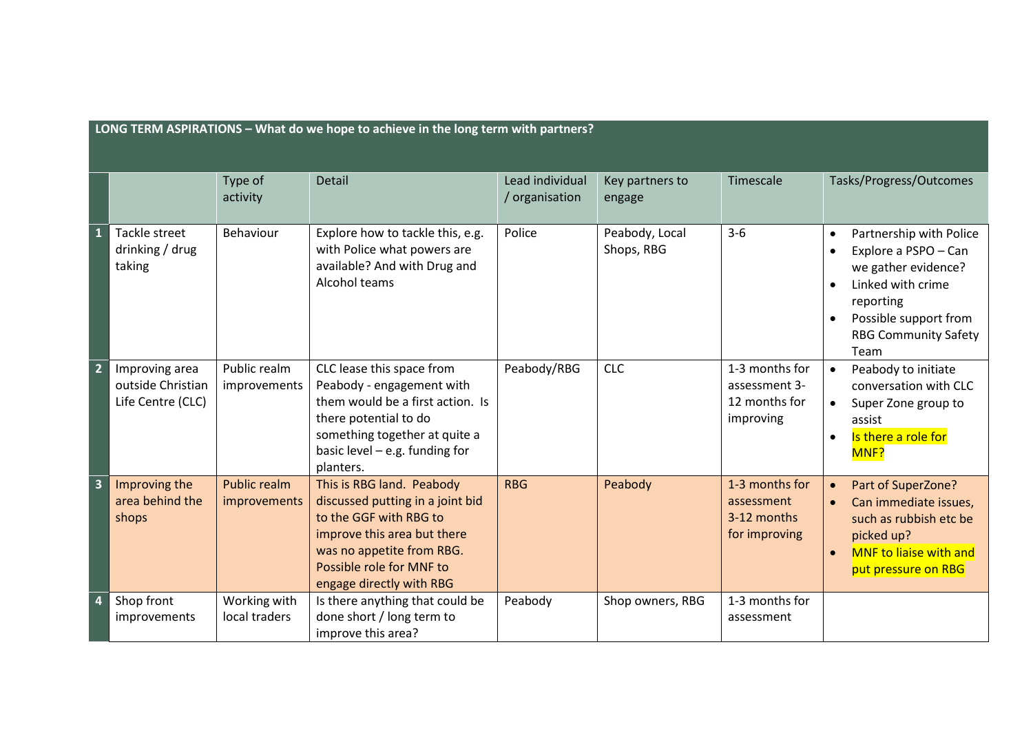**LONG TERM ASPIRATIONS – What do we hope to achieve in the long term with partners?**

| | | Type of activity | Detail | Lead individual / organisation | Key partners to engage | Timescale | Tasks/Progress/Outcomes |
|---|---|---|---|---|---|---|---|
| 1 | Tackle street drinking / drug taking | Behaviour | Explore how to tackle this, e.g. with Police what powers are available? And with Drug and Alcohol teams | Police | Peabody, Local Shops, RBG | 3-6 | • Partnership with Police<br>• Explore a PSPO – Can we gather evidence?<br>• Linked with crime reporting<br>• Possible support from RBG Community Safety Team |
| 2 | Improving area outside Christian Life Centre (CLC) | Public realm improvements | CLC lease this space from Peabody - engagement with them would be a first action. Is there potential to do something together at quite a basic level – e.g. funding for planters. | Peabody/RBG | CLC | 1-3 months for assessment 3-12 months for improving | • Peabody to initiate conversation with CLC<br>• Super Zone group to assist<br>• Is there a role for MNF? |
| 3 | Improving the area behind the shops | Public realm improvements | This is RBG land. Peabody discussed putting in a joint bid to the GGF with RBG to improve this area but there was no appetite from RBG. Possible role for MNF to engage directly with RBG | RBG | Peabody | 1-3 months for assessment 3-12 months for improving | • Part of SuperZone?<br>• Can immediate issues, such as rubbish etc be picked up?<br>• MNF to liaise with and put pressure on RBG |
| 4 | Shop front improvements | Working with local traders | Is there anything that could be done short / long term to improve this area? | Peabody | Shop owners, RBG | 1-3 months for assessment | |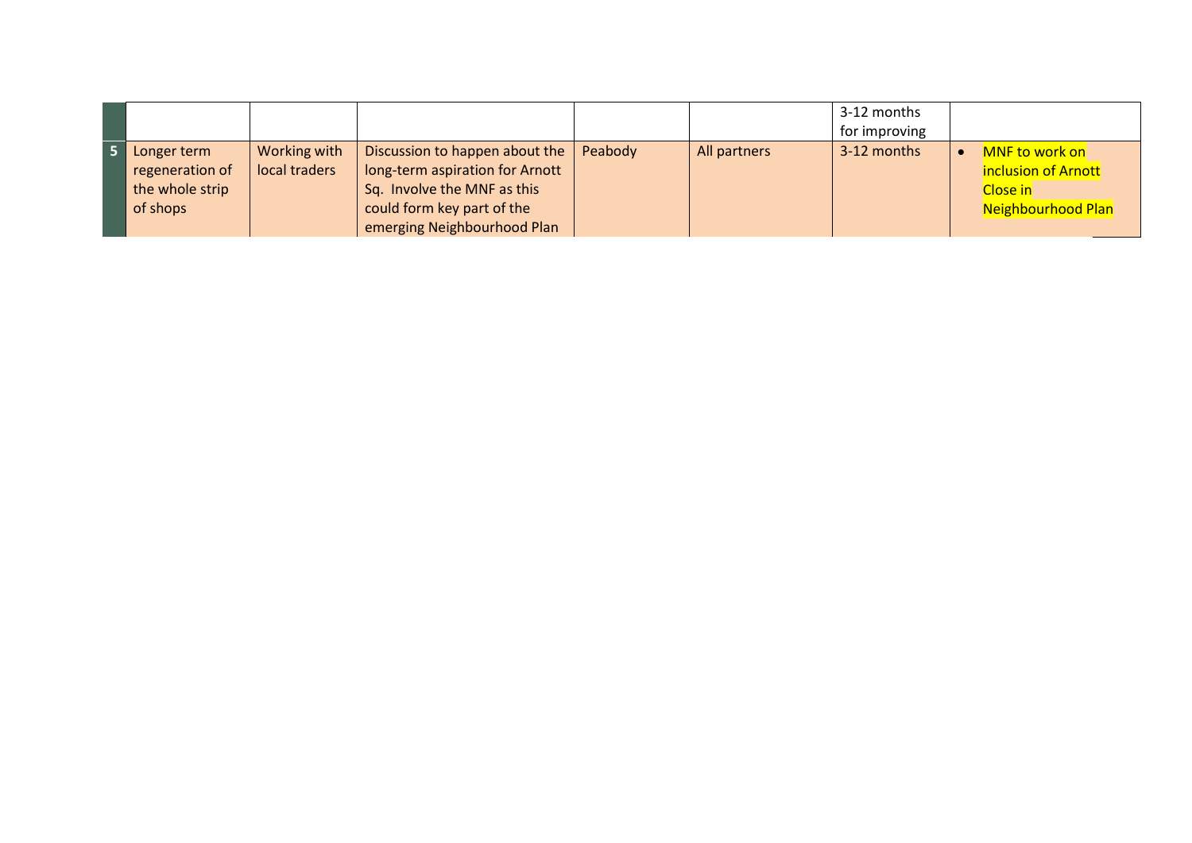| | | | | | | | |
|---|---|---|---|---|---|---|---|
| | | | | | | 3-12 months for improving | |
| 5 | Longer term regeneration of the whole strip of shops | Working with local traders | Discussion to happen about the long-term aspiration for Arnott Sq. Involve the MNF as this could form key part of the emerging Neighbourhood Plan | Peabody | All partners | 3-12 months | • MNF to work on inclusion of Arnott Close in Neighbourhood Plan |